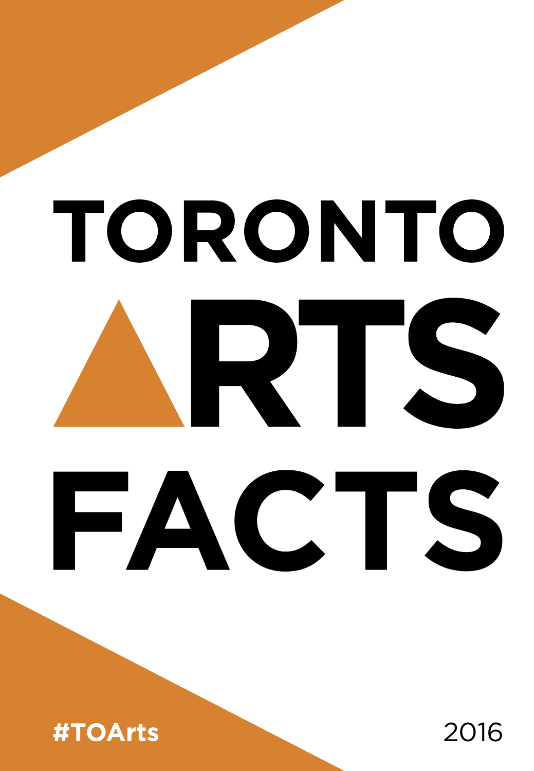# TORONTO ARTS FACTS

#TOArts

2016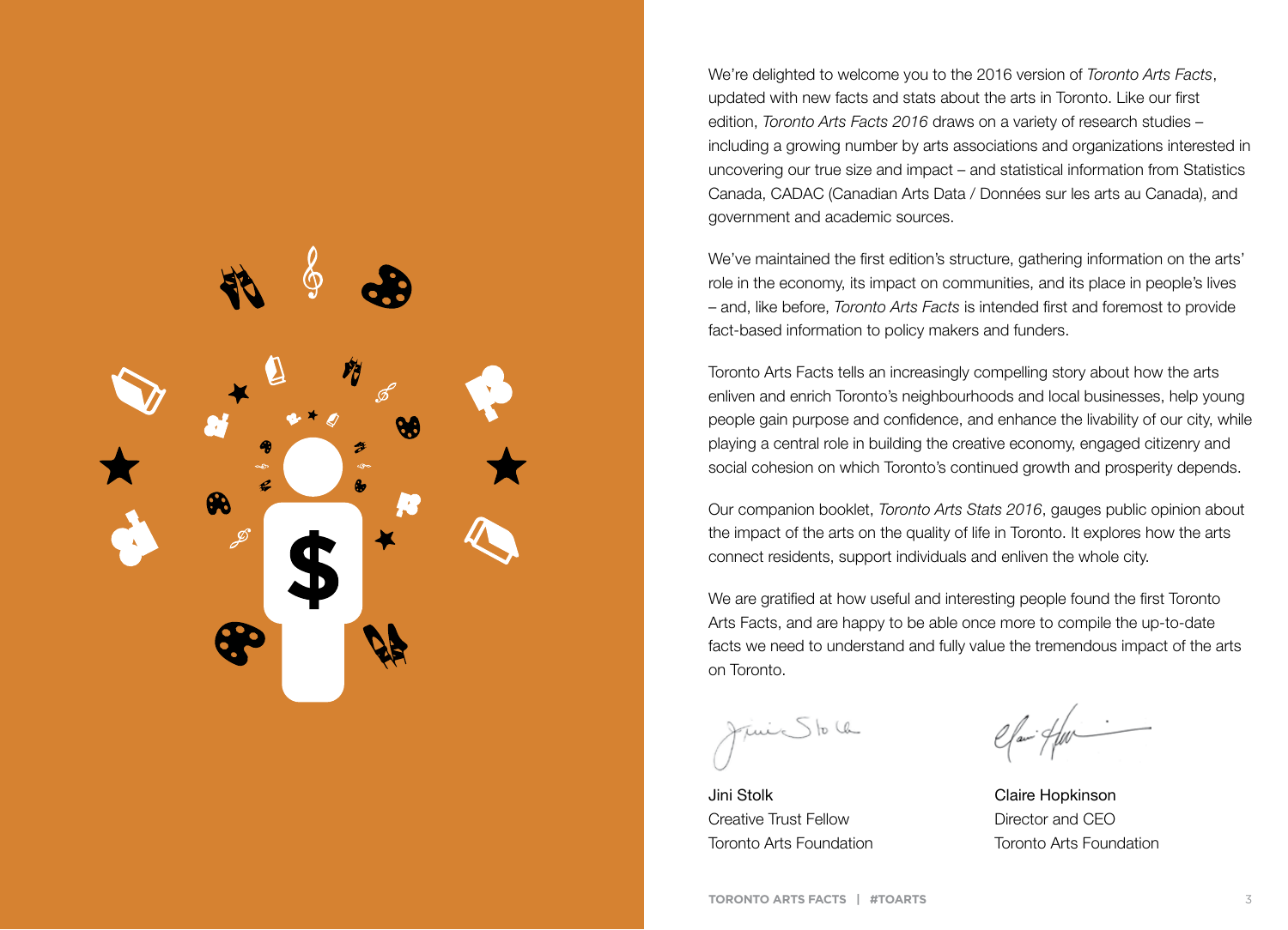We're delighted to welcome you to the 2016 version of *Toronto Arts Facts*, updated with new facts and stats about the arts in Toronto. Like our first edition, *Toronto Arts Facts 2016* draws on a variety of research studies – including a growing number by arts associations and organizations interested in uncovering our true size and impact – and statistical information from Statistics Canada, CADAC (Canadian Arts Data / Données sur les arts au Canada), and government and academic sources.

We've maintained the first edition's structure, gathering information on the arts' role in the economy, its impact on communities, and its place in people's lives – and, like before, *Toronto Arts Facts* is intended first and foremost to provide fact-based information to policy makers and funders.

Toronto Arts Facts tells an increasingly compelling story about how the arts enliven and enrich Toronto's neighbourhoods and local businesses, help young people gain purpose and confidence, and enhance the livability of our city, while playing a central role in building the creative economy, engaged citizenry and social cohesion on which Toronto's continued growth and prosperity depends.

Our companion booklet, *Toronto Arts Stats 2016*, gauges public opinion about the impact of the arts on the quality of life in Toronto. It explores how the arts connect residents, support individuals and enliven the whole city.

We are gratified at how useful and interesting people found the first Toronto Arts Facts, and are happy to be able once more to compile the up-to-date facts we need to understand and fully value the tremendous impact of the arts on Toronto.

Jini Stolk
Creative Trust Fellow
Toronto Arts Foundation

Claire Hopkinson
Director and CEO
Toronto Arts Foundation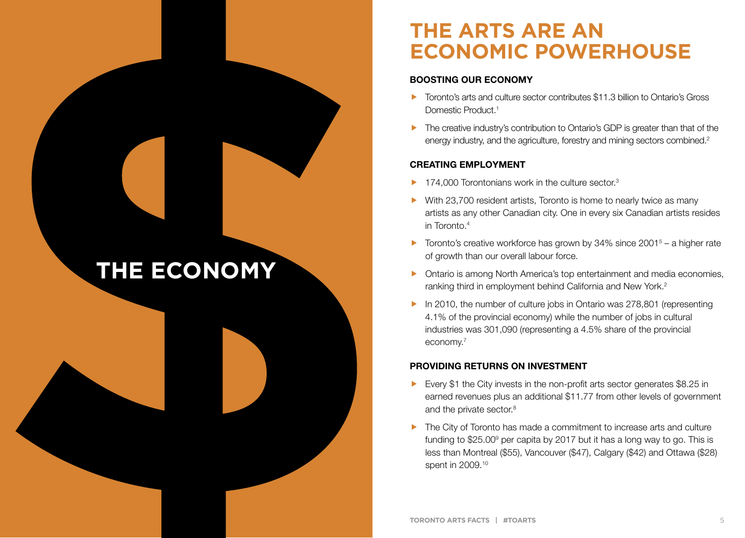# THE ECONOMY

## THE ARTS ARE AN ECONOMIC POWERHOUSE

### BOOSTING OUR ECONOMY

- Toronto's arts and culture sector contributes $11.3 billion to Ontario's Gross Domestic Product.[1]
- The creative industry's contribution to Ontario's GDP is greater than that of the energy industry, and the agriculture, forestry and mining sectors combined.[2]

### CREATING EMPLOYMENT

- 174,000 Torontonians work in the culture sector.[3]
- With 23,700 resident artists, Toronto is home to nearly twice as many artists as any other Canadian city. One in every six Canadian artists resides in Toronto.[4]
- Toronto's creative workforce has grown by 34% since 2001[5] – a higher rate of growth than our overall labour force.
- Ontario is among North America's top entertainment and media economies, ranking third in employment behind California and New York.[2]
- In 2010, the number of culture jobs in Ontario was 278,801 (representing 4.1% of the provincial economy) while the number of jobs in cultural industries was 301,090 (representing a 4.5% share of the provincial economy.[7]

### PROVIDING RETURNS ON INVESTMENT

- Every $1 the City invests in the non-profit arts sector generates $8.25 in earned revenues plus an additional $11.77 from other levels of government and the private sector.[8]
- The City of Toronto has made a commitment to increase arts and culture funding to $25.00[9] per capita by 2017 but it has a long way to go. This is less than Montreal ($55), Vancouver ($47), Calgary ($42) and Ottawa ($28) spent in 2009.[10]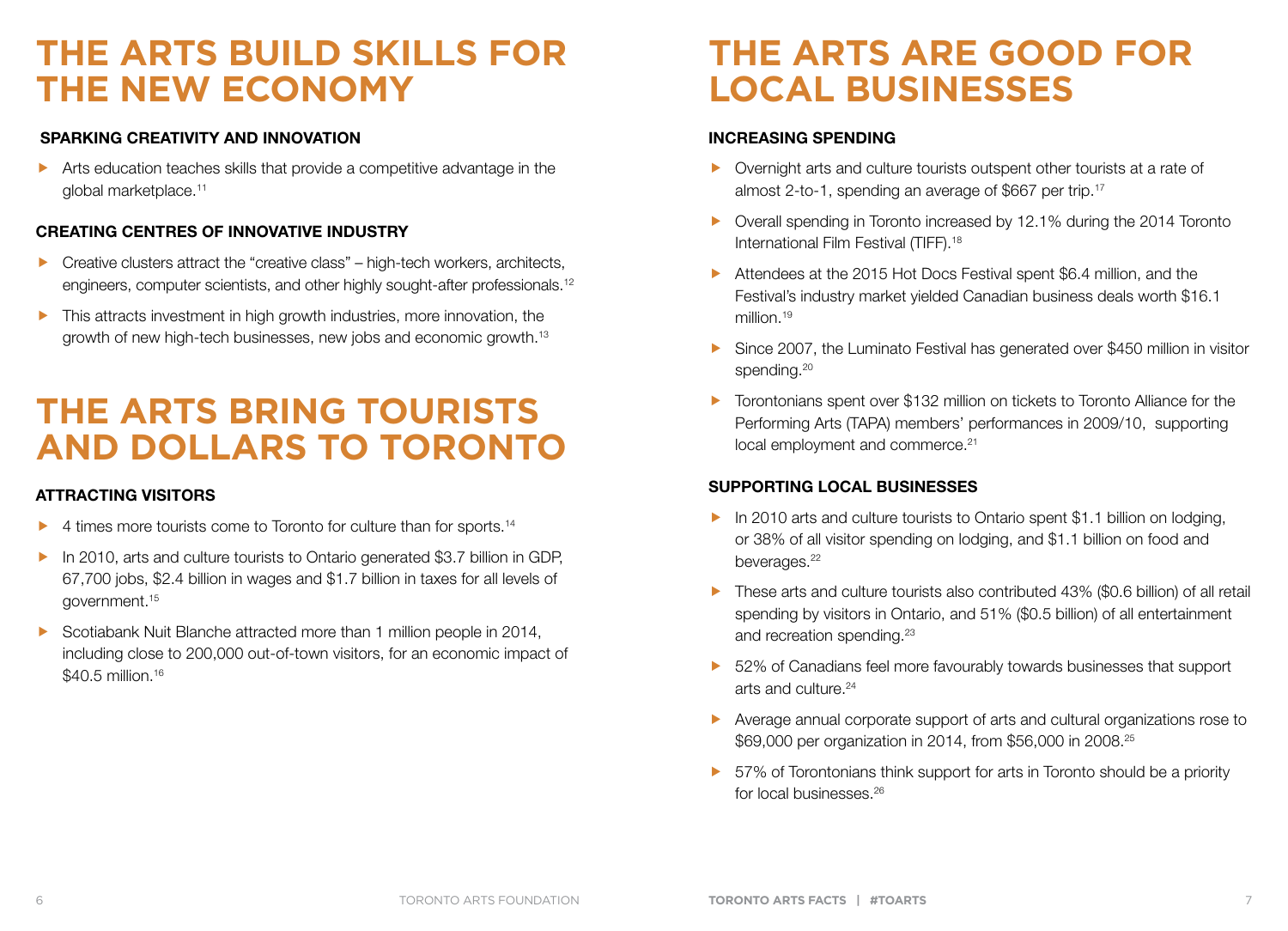# THE ARTS BUILD SKILLS FOR THE NEW ECONOMY

### SPARKING CREATIVITY AND INNOVATION

- Arts education teaches skills that provide a competitive advantage in the global marketplace.[11]

### CREATING CENTRES OF INNOVATIVE INDUSTRY

- Creative clusters attract the "creative class" – high-tech workers, architects, engineers, computer scientists, and other highly sought-after professionals.[12]
- This attracts investment in high growth industries, more innovation, the growth of new high-tech businesses, new jobs and economic growth.[13]

# THE ARTS BRING TOURISTS AND DOLLARS TO TORONTO

### ATTRACTING VISITORS

- 4 times more tourists come to Toronto for culture than for sports.[14]
- In 2010, arts and culture tourists to Ontario generated $3.7 billion in GDP, 67,700 jobs, $2.4 billion in wages and $1.7 billion in taxes for all levels of government.[15]
- Scotiabank Nuit Blanche attracted more than 1 million people in 2014, including close to 200,000 out-of-town visitors, for an economic impact of $40.5 million.[16]

# THE ARTS ARE GOOD FOR LOCAL BUSINESSES

### INCREASING SPENDING

- Overnight arts and culture tourists outspent other tourists at a rate of almost 2-to-1, spending an average of $667 per trip.[17]
- Overall spending in Toronto increased by 12.1% during the 2014 Toronto International Film Festival (TIFF).[18]
- Attendees at the 2015 Hot Docs Festival spent $6.4 million, and the Festival's industry market yielded Canadian business deals worth $16.1 million.[19]
- Since 2007, the Luminato Festival has generated over $450 million in visitor spending.[20]
- Torontonians spent over $132 million on tickets to Toronto Alliance for the Performing Arts (TAPA) members' performances in 2009/10, supporting local employment and commerce.[21]

### SUPPORTING LOCAL BUSINESSES

- In 2010 arts and culture tourists to Ontario spent $1.1 billion on lodging, or 38% of all visitor spending on lodging, and $1.1 billion on food and beverages.[22]
- These arts and culture tourists also contributed 43% ($0.6 billion) of all retail spending by visitors in Ontario, and 51% ($0.5 billion) of all entertainment and recreation spending.[23]
- 52% of Canadians feel more favourably towards businesses that support arts and culture.[24]
- Average annual corporate support of arts and cultural organizations rose to $69,000 per organization in 2014, from $56,000 in 2008.[25]
- 57% of Torontonians think support for arts in Toronto should be a priority for local businesses.[26]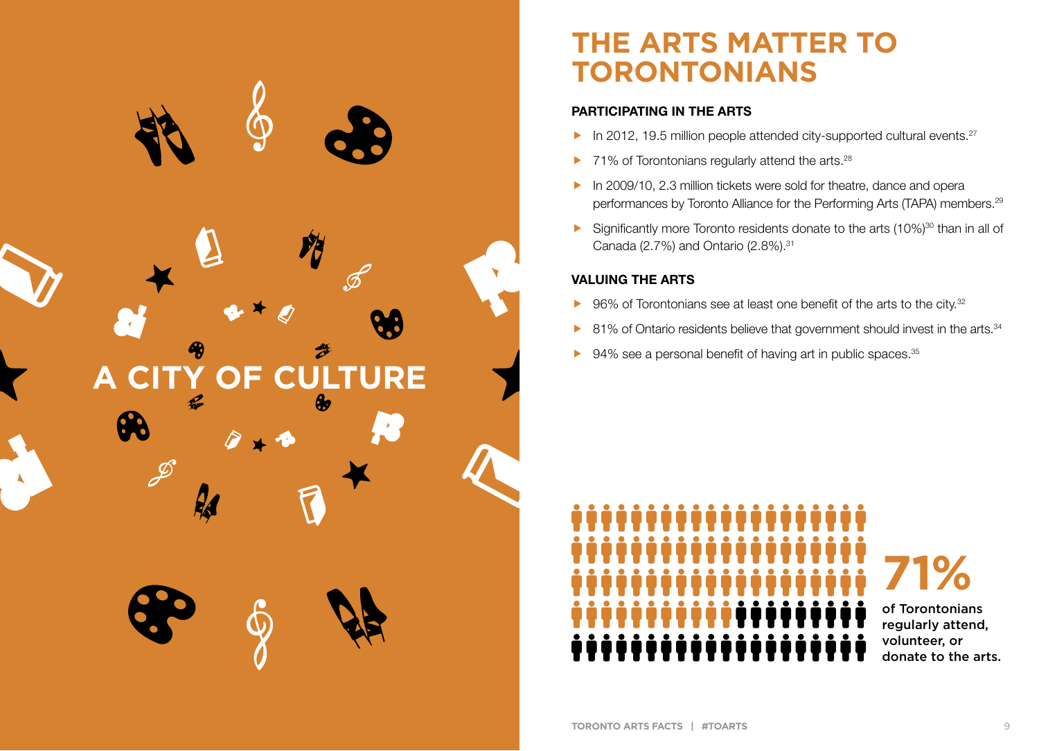# A CITY OF CULTURE

## THE ARTS MATTER TO TORONTONIANS

### PARTICIPATING IN THE ARTS

- In 2012, 19.5 million people attended city-supported cultural events.[27]
- 71% of Torontonians regularly attend the arts.[28]
- In 2009/10, 2.3 million tickets were sold for theatre, dance and opera performances by Toronto Alliance for the Performing Arts (TAPA) members.[29]
- Significantly more Toronto residents donate to the arts (10%)[30] than in all of Canada (2.7%) and Ontario (2.8%).[31]

### VALUING THE ARTS

- 96% of Torontonians see at least one benefit of the arts to the city.[32]
- 81% of Ontario residents believe that government should invest in the arts.[34]
- 94% see a personal benefit of having art in public spaces.[35]

**71%**

**of Torontonians regularly attend, volunteer, or donate to the arts.**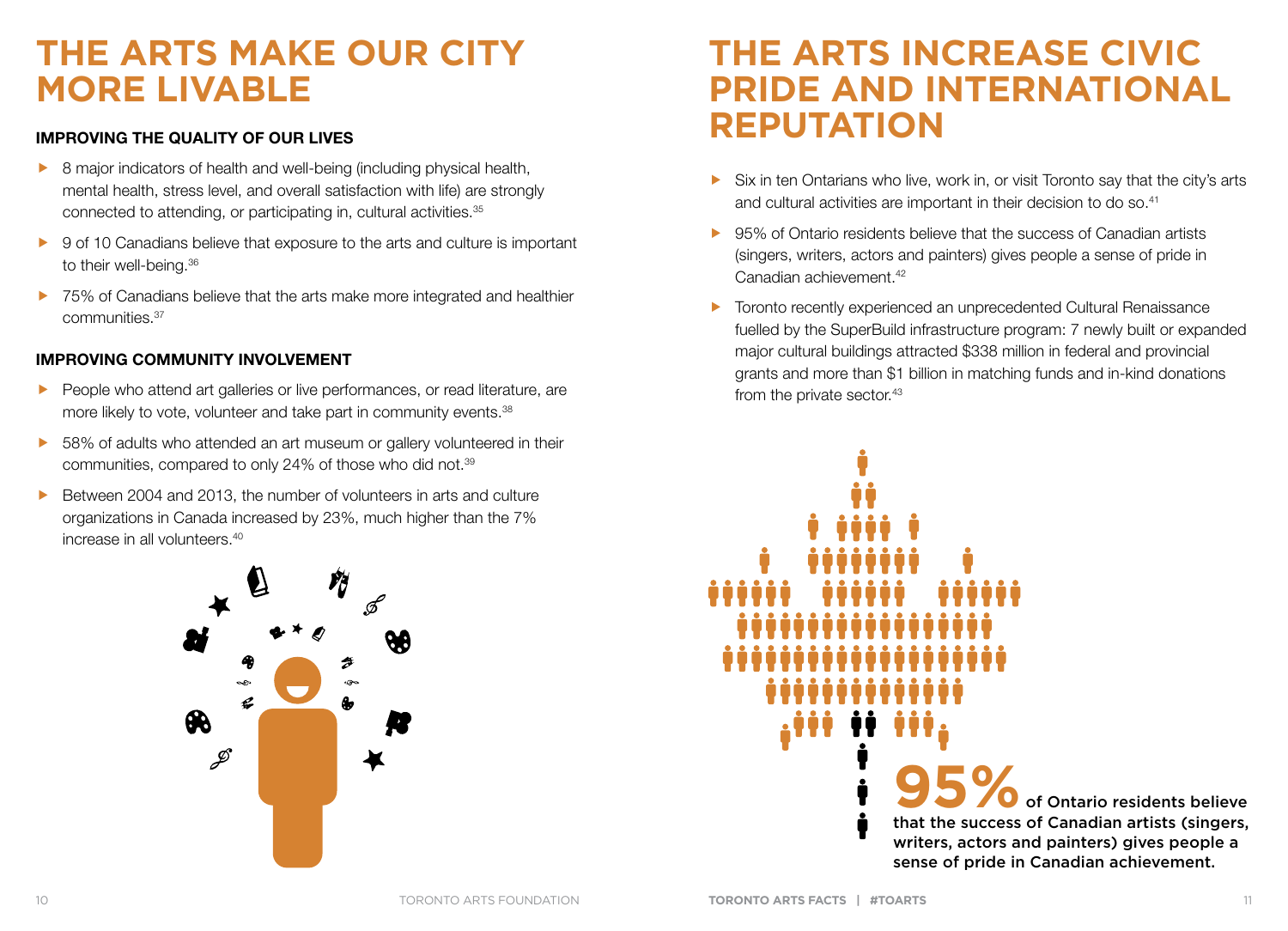# THE ARTS MAKE OUR CITY MORE LIVABLE

### IMPROVING THE QUALITY OF OUR LIVES

- 8 major indicators of health and well-being (including physical health, mental health, stress level, and overall satisfaction with life) are strongly connected to attending, or participating in, cultural activities.[35]
- 9 of 10 Canadians believe that exposure to the arts and culture is important to their well-being.[36]
- 75% of Canadians believe that the arts make more integrated and healthier communities.[37]

### IMPROVING COMMUNITY INVOLVEMENT

- People who attend art galleries or live performances, or read literature, are more likely to vote, volunteer and take part in community events.[38]
- 58% of adults who attended an art museum or gallery volunteered in their communities, compared to only 24% of those who did not.[39]
- Between 2004 and 2013, the number of volunteers in arts and culture organizations in Canada increased by 23%, much higher than the 7% increase in all volunteers.[40]

# THE ARTS INCREASE CIVIC PRIDE AND INTERNATIONAL REPUTATION

- Six in ten Ontarians who live, work in, or visit Toronto say that the city's arts and cultural activities are important in their decision to do so.[41]
- 95% of Ontario residents believe that the success of Canadian artists (singers, writers, actors and painters) gives people a sense of pride in Canadian achievement.[42]
- Toronto recently experienced an unprecedented Cultural Renaissance fuelled by the SuperBuild infrastructure program: 7 newly built or expanded major cultural buildings attracted $338 million in federal and provincial grants and more than $1 billion in matching funds and in-kind donations from the private sector.[43]

**95% of Ontario residents believe that the success of Canadian artists (singers, writers, actors and painters) gives people a sense of pride in Canadian achievement.**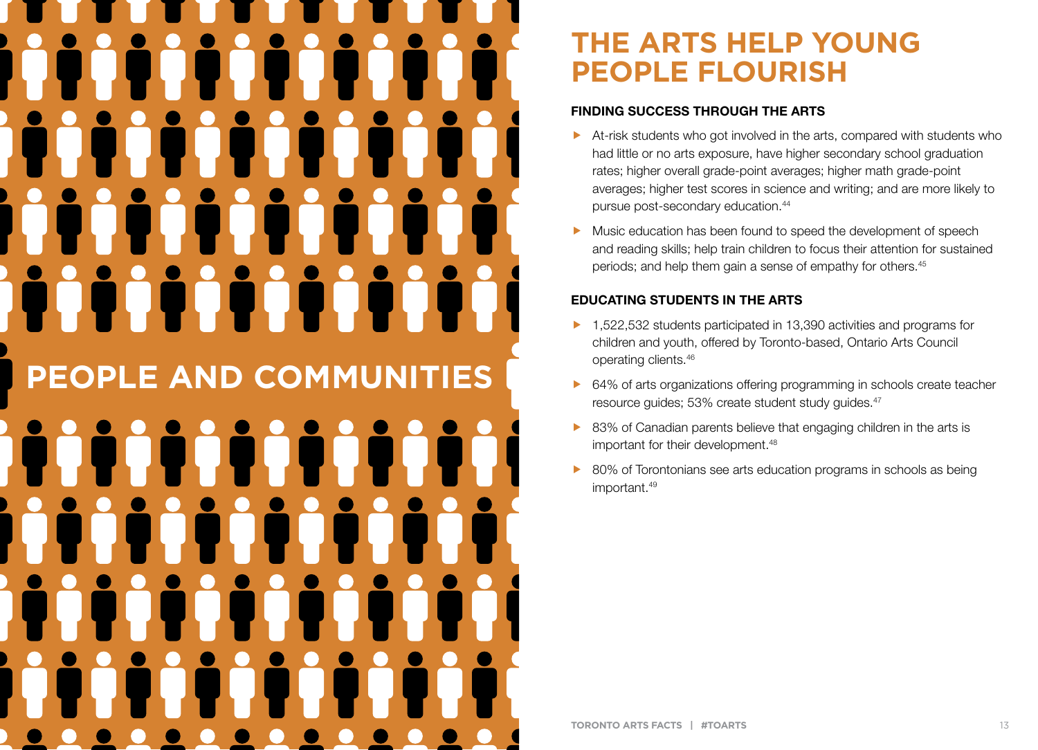# PEOPLE AND COMMUNITIES

## THE ARTS HELP YOUNG PEOPLE FLOURISH

### FINDING SUCCESS THROUGH THE ARTS

- At-risk students who got involved in the arts, compared with students who had little or no arts exposure, have higher secondary school graduation rates; higher overall grade-point averages; higher math grade-point averages; higher test scores in science and writing; and are more likely to pursue post-secondary education.[44]
- Music education has been found to speed the development of speech and reading skills; help train children to focus their attention for sustained periods; and help them gain a sense of empathy for others.[45]

### EDUCATING STUDENTS IN THE ARTS

- 1,522,532 students participated in 13,390 activities and programs for children and youth, offered by Toronto-based, Ontario Arts Council operating clients.[46]
- 64% of arts organizations offering programming in schools create teacher resource guides; 53% create student study guides.[47]
- 83% of Canadian parents believe that engaging children in the arts is important for their development.[48]
- 80% of Torontonians see arts education programs in schools as being important.[49]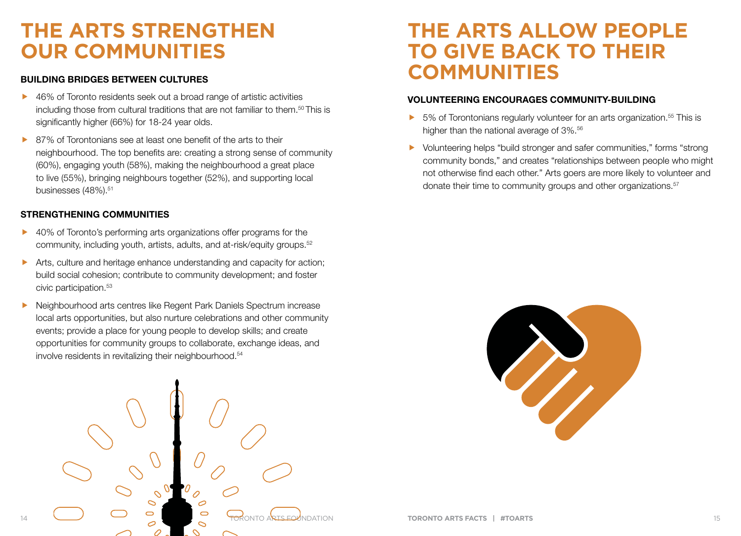# THE ARTS STRENGTHEN OUR COMMUNITIES

### BUILDING BRIDGES BETWEEN CULTURES

- 46% of Toronto residents seek out a broad range of artistic activities including those from cultural traditions that are not familiar to them.[50] This is significantly higher (66%) for 18-24 year olds.
- 87% of Torontonians see at least one benefit of the arts to their neighbourhood. The top benefits are: creating a strong sense of community (60%), engaging youth (58%), making the neighbourhood a great place to live (55%), bringing neighbours together (52%), and supporting local businesses (48%).[51]

### STRENGTHENING COMMUNITIES

- 40% of Toronto's performing arts organizations offer programs for the community, including youth, artists, adults, and at-risk/equity groups.[52]
- Arts, culture and heritage enhance understanding and capacity for action; build social cohesion; contribute to community development; and foster civic participation.[53]
- Neighbourhood arts centres like Regent Park Daniels Spectrum increase local arts opportunities, but also nurture celebrations and other community events; provide a place for young people to develop skills; and create opportunities for community groups to collaborate, exchange ideas, and involve residents in revitalizing their neighbourhood.[54]

# THE ARTS ALLOW PEOPLE TO GIVE BACK TO THEIR COMMUNITIES

### VOLUNTEERING ENCOURAGES COMMUNITY-BUILDING

- 5% of Torontonians regularly volunteer for an arts organization.[55] This is higher than the national average of 3%.[56]
- Volunteering helps "build stronger and safer communities," forms "strong community bonds," and creates "relationships between people who might not otherwise find each other." Arts goers are more likely to volunteer and donate their time to community groups and other organizations.[57]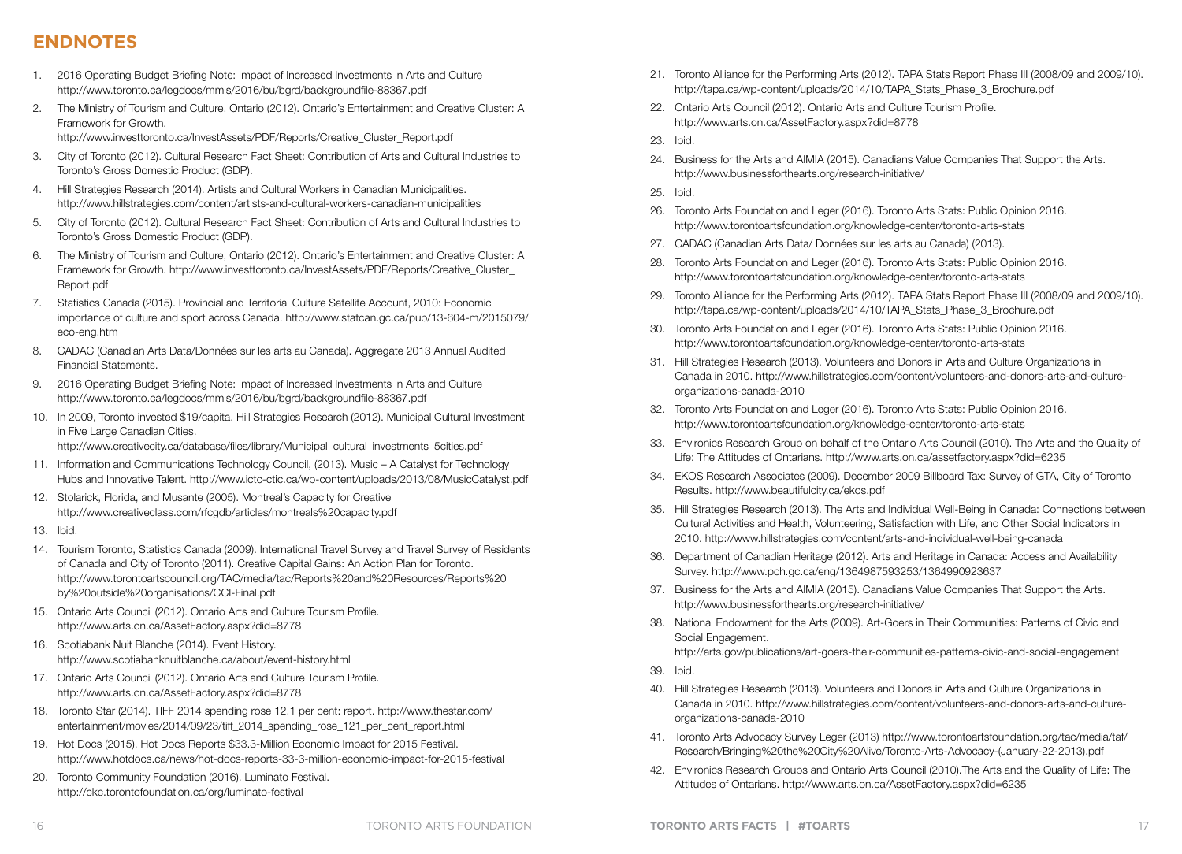# ENDNOTES

1. 2016 Operating Budget Briefing Note: Impact of Increased Investments in Arts and Culture http://www.toronto.ca/legdocs/mmis/2016/bu/bgrd/backgroundfile-88367.pdf
2. The Ministry of Tourism and Culture, Ontario (2012). Ontario's Entertainment and Creative Cluster: A Framework for Growth. http://www.investtoronto.ca/InvestAssets/PDF/Reports/Creative_Cluster_Report.pdf
3. City of Toronto (2012). Cultural Research Fact Sheet: Contribution of Arts and Cultural Industries to Toronto's Gross Domestic Product (GDP).
4. Hill Strategies Research (2014). Artists and Cultural Workers in Canadian Municipalities. http://www.hillstrategies.com/content/artists-and-cultural-workers-canadian-municipalities
5. City of Toronto (2012). Cultural Research Fact Sheet: Contribution of Arts and Cultural Industries to Toronto's Gross Domestic Product (GDP).
6. The Ministry of Tourism and Culture, Ontario (2012). Ontario's Entertainment and Creative Cluster: A Framework for Growth. http://www.investtoronto.ca/InvestAssets/PDF/Reports/Creative_Cluster_Report.pdf
7. Statistics Canada (2015). Provincial and Territorial Culture Satellite Account, 2010: Economic importance of culture and sport across Canada. http://www.statcan.gc.ca/pub/13-604-m/2015079/eco-eng.htm
8. CADAC (Canadian Arts Data/Données sur les arts au Canada). Aggregate 2013 Annual Audited Financial Statements.
9. 2016 Operating Budget Briefing Note: Impact of Increased Investments in Arts and Culture http://www.toronto.ca/legdocs/mmis/2016/bu/bgrd/backgroundfile-88367.pdf
10. In 2009, Toronto invested $19/capita. Hill Strategies Research (2012). Municipal Cultural Investment in Five Large Canadian Cities. http://www.creativecity.ca/database/files/library/Municipal_cultural_investments_5cities.pdf
11. Information and Communications Technology Council, (2013). Music – A Catalyst for Technology Hubs and Innovative Talent. http://www.ictc-ctic.ca/wp-content/uploads/2013/08/MusicCatalyst.pdf
12. Stolarick, Florida, and Musante (2005). Montreal's Capacity for Creative http://www.creativeclass.com/rfcgdb/articles/montreals%20capacity.pdf
13. Ibid.
14. Tourism Toronto, Statistics Canada (2009). International Travel Survey and Travel Survey of Residents of Canada and City of Toronto (2011). Creative Capital Gains: An Action Plan for Toronto. http://www.torontoartscouncil.org/TAC/media/tac/Reports%20and%20Resources/Reports%20by%20outside%20organisations/CCI-Final.pdf
15. Ontario Arts Council (2012). Ontario Arts and Culture Tourism Profile. http://www.arts.on.ca/AssetFactory.aspx?did=8778
16. Scotiabank Nuit Blanche (2014). Event History. http://www.scotiabanknuitblanche.ca/about/event-history.html
17. Ontario Arts Council (2012). Ontario Arts and Culture Tourism Profile. http://www.arts.on.ca/AssetFactory.aspx?did=8778
18. Toronto Star (2014). TIFF 2014 spending rose 12.1 per cent: report. http://www.thestar.com/entertainment/movies/2014/09/23/tiff_2014_spending_rose_121_per_cent_report.html
19. Hot Docs (2015). Hot Docs Reports $33.3-Million Economic Impact for 2015 Festival. http://www.hotdocs.ca/news/hot-docs-reports-33-3-million-economic-impact-for-2015-festival
20. Toronto Community Foundation (2016). Luminato Festival. http://ckc.torontofoundation.ca/org/luminato-festival
21. Toronto Alliance for the Performing Arts (2012). TAPA Stats Report Phase III (2008/09 and 2009/10). http://tapa.ca/wp-content/uploads/2014/10/TAPA_Stats_Phase_3_Brochure.pdf
22. Ontario Arts Council (2012). Ontario Arts and Culture Tourism Profile. http://www.arts.on.ca/AssetFactory.aspx?did=8778
23. Ibid.
24. Business for the Arts and AIMIA (2015). Canadians Value Companies That Support the Arts. http://www.businessforthearts.org/research-initiative/
25. Ibid.
26. Toronto Arts Foundation and Leger (2016). Toronto Arts Stats: Public Opinion 2016. http://www.torontoartsfoundation.org/knowledge-center/toronto-arts-stats
27. CADAC (Canadian Arts Data/ Données sur les arts au Canada) (2013).
28. Toronto Arts Foundation and Leger (2016). Toronto Arts Stats: Public Opinion 2016. http://www.torontoartsfoundation.org/knowledge-center/toronto-arts-stats
29. Toronto Alliance for the Performing Arts (2012). TAPA Stats Report Phase III (2008/09 and 2009/10). http://tapa.ca/wp-content/uploads/2014/10/TAPA_Stats_Phase_3_Brochure.pdf
30. Toronto Arts Foundation and Leger (2016). Toronto Arts Stats: Public Opinion 2016. http://www.torontoartsfoundation.org/knowledge-center/toronto-arts-stats
31. Hill Strategies Research (2013). Volunteers and Donors in Arts and Culture Organizations in Canada in 2010. http://www.hillstrategies.com/content/volunteers-and-donors-arts-and-culture-organizations-canada-2010
32. Toronto Arts Foundation and Leger (2016). Toronto Arts Stats: Public Opinion 2016. http://www.torontoartsfoundation.org/knowledge-center/toronto-arts-stats
33. Environics Research Group on behalf of the Ontario Arts Council (2010). The Arts and the Quality of Life: The Attitudes of Ontarians. http://www.arts.on.ca/assetfactory.aspx?did=6235
34. EKOS Research Associates (2009). December 2009 Billboard Tax: Survey of GTA, City of Toronto Results. http://www.beautifulcity.ca/ekos.pdf
35. Hill Strategies Research (2013). The Arts and Individual Well-Being in Canada: Connections between Cultural Activities and Health, Volunteering, Satisfaction with Life, and Other Social Indicators in 2010. http://www.hillstrategies.com/content/arts-and-individual-well-being-canada
36. Department of Canadian Heritage (2012). Arts and Heritage in Canada: Access and Availability Survey. http://www.pch.gc.ca/eng/1364987593253/1364990923637
37. Business for the Arts and AIMIA (2015). Canadians Value Companies That Support the Arts. http://www.businessforthearts.org/research-initiative/
38. National Endowment for the Arts (2009). Art-Goers in Their Communities: Patterns of Civic and Social Engagement. http://arts.gov/publications/art-goers-their-communities-patterns-civic-and-social-engagement
39. Ibid.
40. Hill Strategies Research (2013). Volunteers and Donors in Arts and Culture Organizations in Canada in 2010. http://www.hillstrategies.com/content/volunteers-and-donors-arts-and-culture-organizations-canada-2010
41. Toronto Arts Advocacy Survey Leger (2013) http://www.torontoartsfoundation.org/tac/media/taf/Research/Bringing%20the%20City%20Alive/Toronto-Arts-Advocacy-(January-22-2013).pdf
42. Environics Research Groups and Ontario Arts Council (2010).The Arts and the Quality of Life: The Attitudes of Ontarians. http://www.arts.on.ca/AssetFactory.aspx?did=6235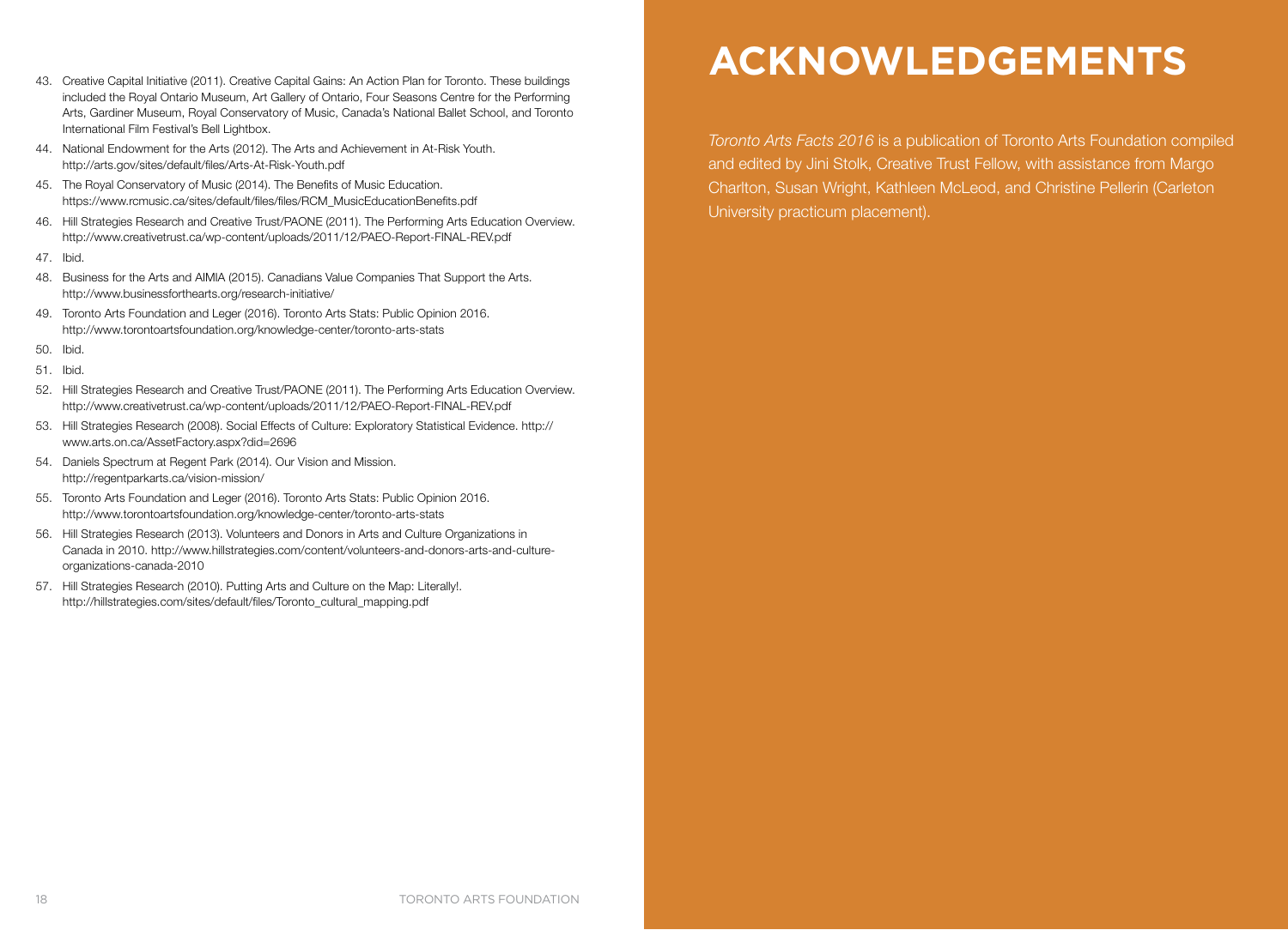43. Creative Capital Initiative (2011). Creative Capital Gains: An Action Plan for Toronto. These buildings included the Royal Ontario Museum, Art Gallery of Ontario, Four Seasons Centre for the Performing Arts, Gardiner Museum, Royal Conservatory of Music, Canada's National Ballet School, and Toronto International Film Festival's Bell Lightbox.
44. National Endowment for the Arts (2012). The Arts and Achievement in At-Risk Youth. http://arts.gov/sites/default/files/Arts-At-Risk-Youth.pdf
45. The Royal Conservatory of Music (2014). The Benefits of Music Education. https://www.rcmusic.ca/sites/default/files/files/RCM_MusicEducationBenefits.pdf
46. Hill Strategies Research and Creative Trust/PAONE (2011). The Performing Arts Education Overview. http://www.creativetrust.ca/wp-content/uploads/2011/12/PAEO-Report-FINAL-REV.pdf
47. Ibid.
48. Business for the Arts and AIMIA (2015). Canadians Value Companies That Support the Arts. http://www.businessforthearts.org/research-initiative/
49. Toronto Arts Foundation and Leger (2016). Toronto Arts Stats: Public Opinion 2016. http://www.torontoartsfoundation.org/knowledge-center/toronto-arts-stats
50. Ibid.
51. Ibid.
52. Hill Strategies Research and Creative Trust/PAONE (2011). The Performing Arts Education Overview. http://www.creativetrust.ca/wp-content/uploads/2011/12/PAEO-Report-FINAL-REV.pdf
53. Hill Strategies Research (2008). Social Effects of Culture: Exploratory Statistical Evidence. http://www.arts.on.ca/AssetFactory.aspx?did=2696
54. Daniels Spectrum at Regent Park (2014). Our Vision and Mission. http://regentparkarts.ca/vision-mission/
55. Toronto Arts Foundation and Leger (2016). Toronto Arts Stats: Public Opinion 2016. http://www.torontoartsfoundation.org/knowledge-center/toronto-arts-stats
56. Hill Strategies Research (2013). Volunteers and Donors in Arts and Culture Organizations in Canada in 2010. http://www.hillstrategies.com/content/volunteers-and-donors-arts-and-culture-organizations-canada-2010
57. Hill Strategies Research (2010). Putting Arts and Culture on the Map: Literally!. http://hillstrategies.com/sites/default/files/Toronto_cultural_mapping.pdf

# ACKNOWLEDGEMENTS

*Toronto Arts Facts 2016* is a publication of Toronto Arts Foundation compiled and edited by Jini Stolk, Creative Trust Fellow, with assistance from Margo Charlton, Susan Wright, Kathleen McLeod, and Christine Pellerin (Carleton University practicum placement).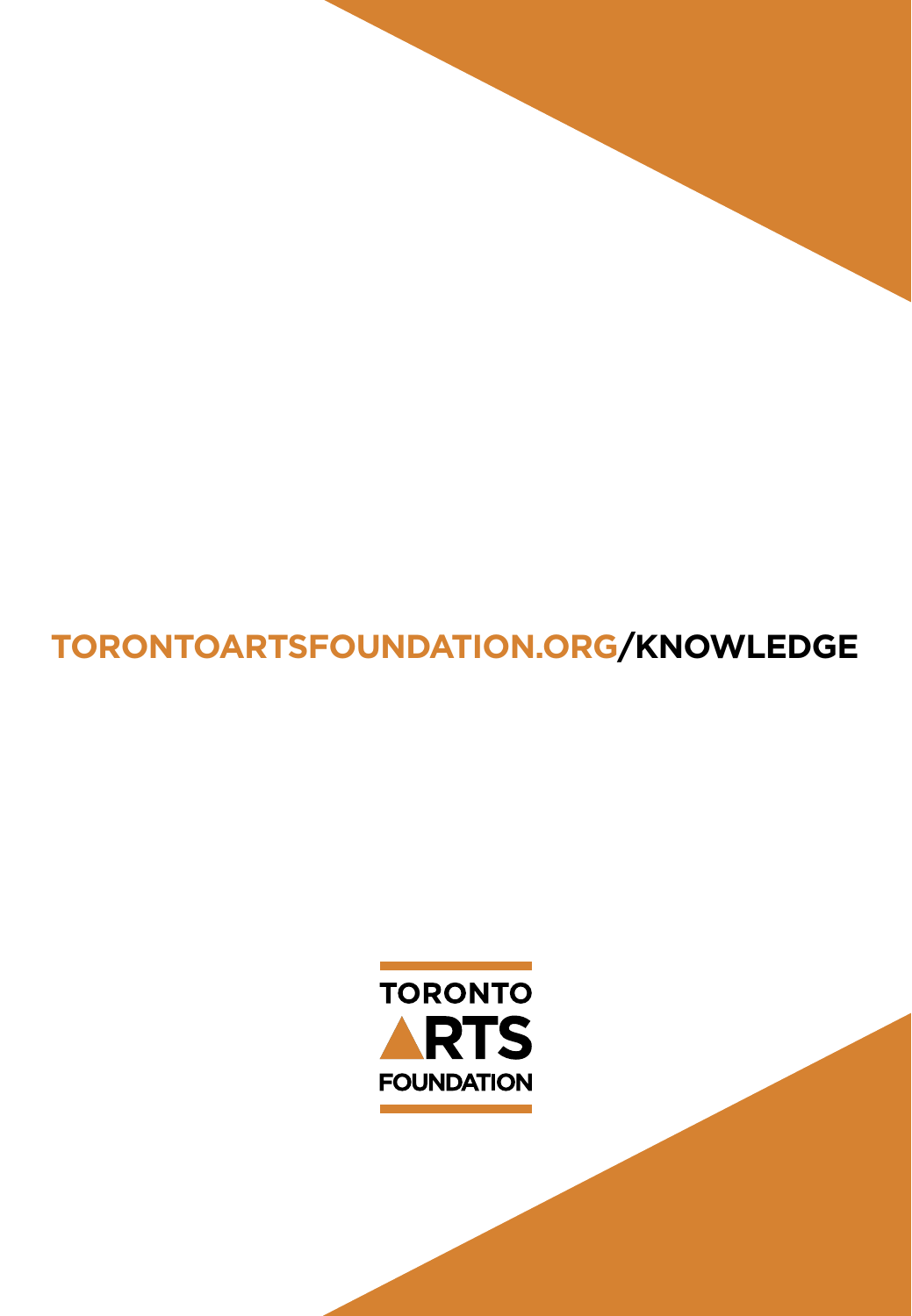TORONTOARTSFOUNDATION.ORG/KNOWLEDGE

TORONTO ARTS FOUNDATION